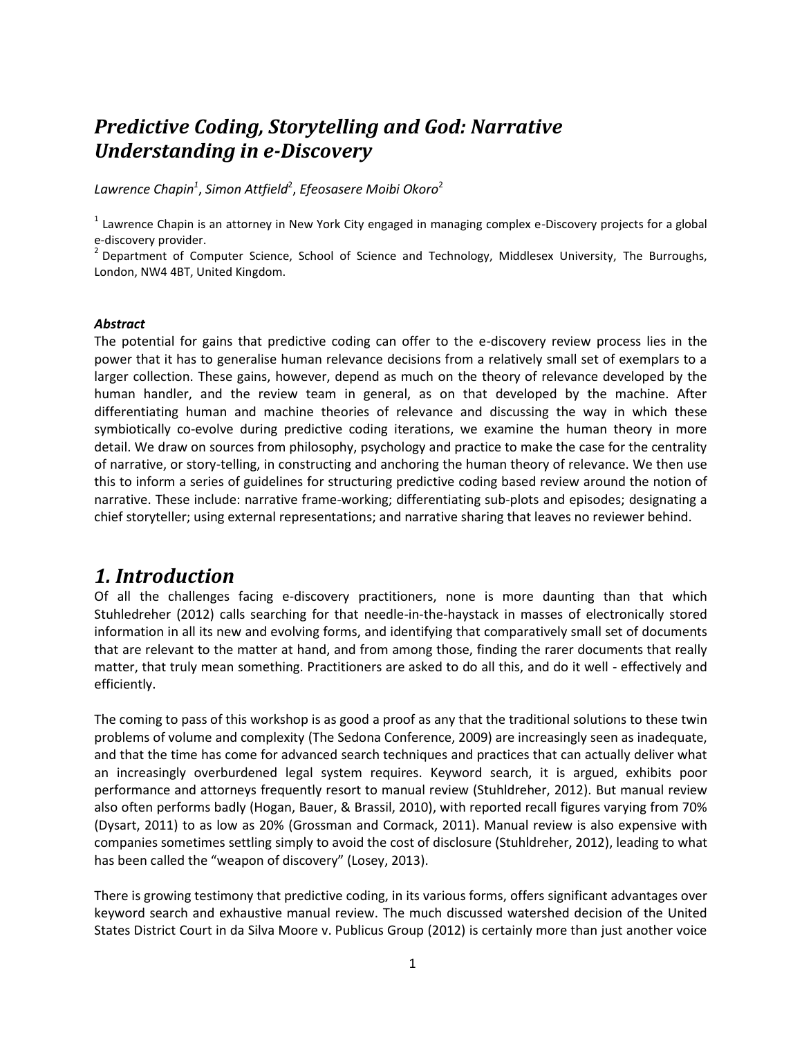# *Predictive Coding, Storytelling and God: Narrative Understanding in e-Discovery*

*Lawrence Chapin*[1], *Simon Attfield*[2], *Efeosasere Moibi Okoro*[2]

[1] Lawrence Chapin is an attorney in New York City engaged in managing complex e-Discovery projects for a global e-discovery provider.
[2] Department of Computer Science, School of Science and Technology, Middlesex University, The Burroughs, London, NW4 4BT, United Kingdom.

***Abstract***

The potential for gains that predictive coding can offer to the e-discovery review process lies in the power that it has to generalise human relevance decisions from a relatively small set of exemplars to a larger collection. These gains, however, depend as much on the theory of relevance developed by the human handler, and the review team in general, as on that developed by the machine. After differentiating human and machine theories of relevance and discussing the way in which these symbiotically co-evolve during predictive coding iterations, we examine the human theory in more detail. We draw on sources from philosophy, psychology and practice to make the case for the centrality of narrative, or story-telling, in constructing and anchoring the human theory of relevance. We then use this to inform a series of guidelines for structuring predictive coding based review around the notion of narrative. These include: narrative frame-working; differentiating sub-plots and episodes; designating a chief storyteller; using external representations; and narrative sharing that leaves no reviewer behind.

# *1. Introduction*

Of all the challenges facing e-discovery practitioners, none is more daunting than that which Stuhledreher (2012) calls searching for that needle-in-the-haystack in masses of electronically stored information in all its new and evolving forms, and identifying that comparatively small set of documents that are relevant to the matter at hand, and from among those, finding the rarer documents that really matter, that truly mean something. Practitioners are asked to do all this, and do it well - effectively and efficiently.

The coming to pass of this workshop is as good a proof as any that the traditional solutions to these twin problems of volume and complexity (The Sedona Conference, 2009) are increasingly seen as inadequate, and that the time has come for advanced search techniques and practices that can actually deliver what an increasingly overburdened legal system requires. Keyword search, it is argued, exhibits poor performance and attorneys frequently resort to manual review (Stuhldreher, 2012). But manual review also often performs badly (Hogan, Bauer, & Brassil, 2010), with reported recall figures varying from 70% (Dysart, 2011) to as low as 20% (Grossman and Cormack, 2011). Manual review is also expensive with companies sometimes settling simply to avoid the cost of disclosure (Stuhldreher, 2012), leading to what has been called the "weapon of discovery" (Losey, 2013).

There is growing testimony that predictive coding, in its various forms, offers significant advantages over keyword search and exhaustive manual review. The much discussed watershed decision of the United States District Court in da Silva Moore v. Publicus Group (2012) is certainly more than just another voice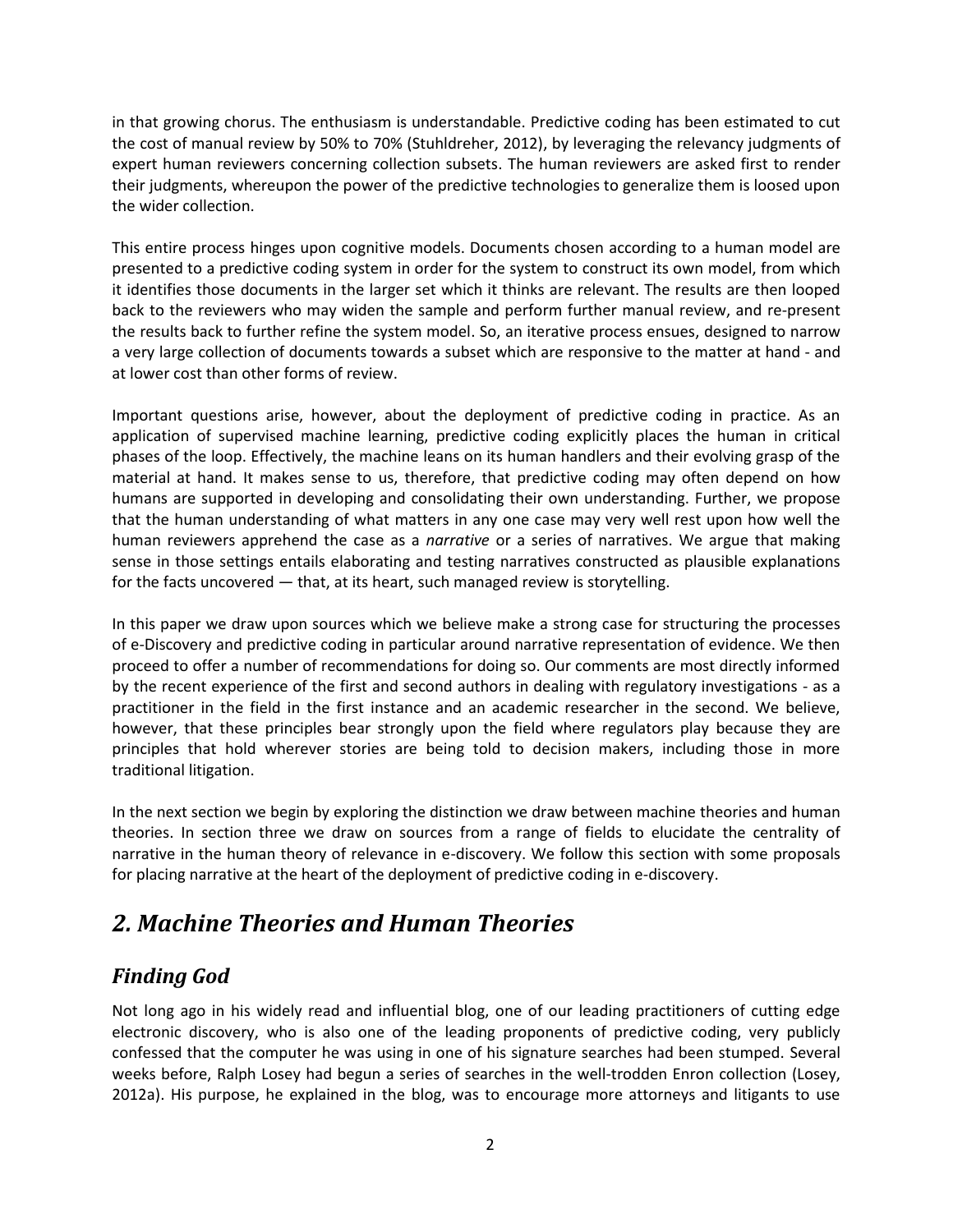in that growing chorus. The enthusiasm is understandable. Predictive coding has been estimated to cut the cost of manual review by 50% to 70% (Stuhldreher, 2012), by leveraging the relevancy judgments of expert human reviewers concerning collection subsets. The human reviewers are asked first to render their judgments, whereupon the power of the predictive technologies to generalize them is loosed upon the wider collection.

This entire process hinges upon cognitive models. Documents chosen according to a human model are presented to a predictive coding system in order for the system to construct its own model, from which it identifies those documents in the larger set which it thinks are relevant. The results are then looped back to the reviewers who may widen the sample and perform further manual review, and re-present the results back to further refine the system model. So, an iterative process ensues, designed to narrow a very large collection of documents towards a subset which are responsive to the matter at hand - and at lower cost than other forms of review.

Important questions arise, however, about the deployment of predictive coding in practice. As an application of supervised machine learning, predictive coding explicitly places the human in critical phases of the loop. Effectively, the machine leans on its human handlers and their evolving grasp of the material at hand. It makes sense to us, therefore, that predictive coding may often depend on how humans are supported in developing and consolidating their own understanding. Further, we propose that the human understanding of what matters in any one case may very well rest upon how well the human reviewers apprehend the case as a *narrative* or a series of narratives. We argue that making sense in those settings entails elaborating and testing narratives constructed as plausible explanations for the facts uncovered — that, at its heart, such managed review is storytelling.

In this paper we draw upon sources which we believe make a strong case for structuring the processes of e-Discovery and predictive coding in particular around narrative representation of evidence. We then proceed to offer a number of recommendations for doing so. Our comments are most directly informed by the recent experience of the first and second authors in dealing with regulatory investigations - as a practitioner in the field in the first instance and an academic researcher in the second. We believe, however, that these principles bear strongly upon the field where regulators play because they are principles that hold wherever stories are being told to decision makers, including those in more traditional litigation.

In the next section we begin by exploring the distinction we draw between machine theories and human theories. In section three we draw on sources from a range of fields to elucidate the centrality of narrative in the human theory of relevance in e-discovery. We follow this section with some proposals for placing narrative at the heart of the deployment of predictive coding in e-discovery.

## *2. Machine Theories and Human Theories*

### *Finding God*

Not long ago in his widely read and influential blog, one of our leading practitioners of cutting edge electronic discovery, who is also one of the leading proponents of predictive coding, very publicly confessed that the computer he was using in one of his signature searches had been stumped. Several weeks before, Ralph Losey had begun a series of searches in the well-trodden Enron collection (Losey, 2012a). His purpose, he explained in the blog, was to encourage more attorneys and litigants to use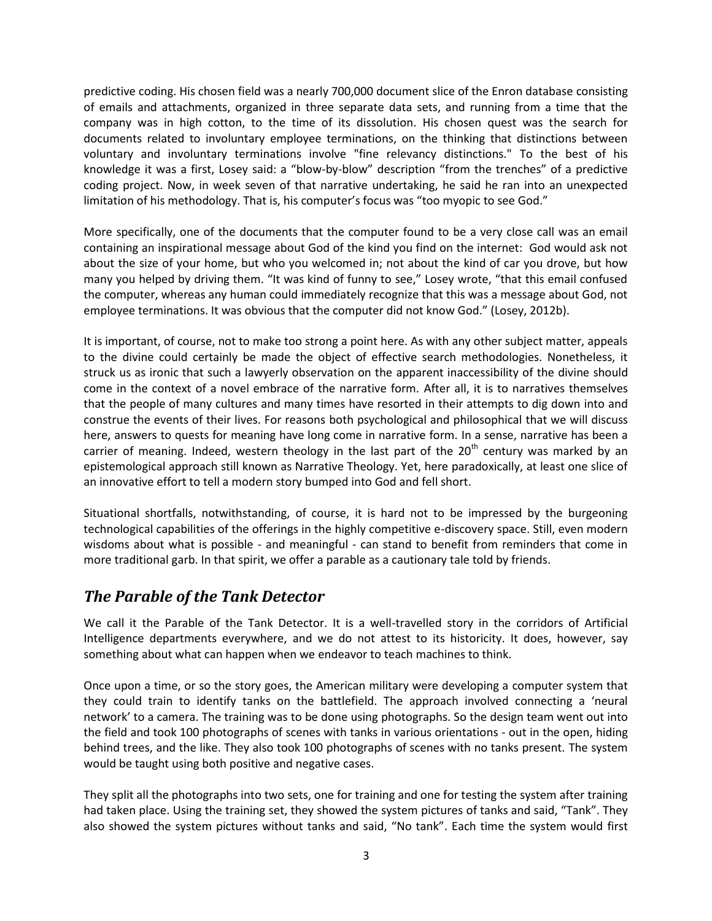predictive coding. His chosen field was a nearly 700,000 document slice of the Enron database consisting of emails and attachments, organized in three separate data sets, and running from a time that the company was in high cotton, to the time of its dissolution. His chosen quest was the search for documents related to involuntary employee terminations, on the thinking that distinctions between voluntary and involuntary terminations involve "fine relevancy distinctions." To the best of his knowledge it was a first, Losey said: a "blow-by-blow" description "from the trenches" of a predictive coding project. Now, in week seven of that narrative undertaking, he said he ran into an unexpected limitation of his methodology. That is, his computer's focus was "too myopic to see God."

More specifically, one of the documents that the computer found to be a very close call was an email containing an inspirational message about God of the kind you find on the internet: God would ask not about the size of your home, but who you welcomed in; not about the kind of car you drove, but how many you helped by driving them. "It was kind of funny to see," Losey wrote, "that this email confused the computer, whereas any human could immediately recognize that this was a message about God, not employee terminations. It was obvious that the computer did not know God." (Losey, 2012b).

It is important, of course, not to make too strong a point here. As with any other subject matter, appeals to the divine could certainly be made the object of effective search methodologies. Nonetheless, it struck us as ironic that such a lawyerly observation on the apparent inaccessibility of the divine should come in the context of a novel embrace of the narrative form. After all, it is to narratives themselves that the people of many cultures and many times have resorted in their attempts to dig down into and construe the events of their lives. For reasons both psychological and philosophical that we will discuss here, answers to quests for meaning have long come in narrative form. In a sense, narrative has been a carrier of meaning. Indeed, western theology in the last part of the 20th century was marked by an epistemological approach still known as Narrative Theology. Yet, here paradoxically, at least one slice of an innovative effort to tell a modern story bumped into God and fell short.

Situational shortfalls, notwithstanding, of course, it is hard not to be impressed by the burgeoning technological capabilities of the offerings in the highly competitive e-discovery space. Still, even modern wisdoms about what is possible - and meaningful - can stand to benefit from reminders that come in more traditional garb. In that spirit, we offer a parable as a cautionary tale told by friends.

## *The Parable of the Tank Detector*

We call it the Parable of the Tank Detector. It is a well-travelled story in the corridors of Artificial Intelligence departments everywhere, and we do not attest to its historicity. It does, however, say something about what can happen when we endeavor to teach machines to think.

Once upon a time, or so the story goes, the American military were developing a computer system that they could train to identify tanks on the battlefield. The approach involved connecting a 'neural network' to a camera. The training was to be done using photographs. So the design team went out into the field and took 100 photographs of scenes with tanks in various orientations - out in the open, hiding behind trees, and the like. They also took 100 photographs of scenes with no tanks present. The system would be taught using both positive and negative cases.

They split all the photographs into two sets, one for training and one for testing the system after training had taken place. Using the training set, they showed the system pictures of tanks and said, "Tank". They also showed the system pictures without tanks and said, "No tank". Each time the system would first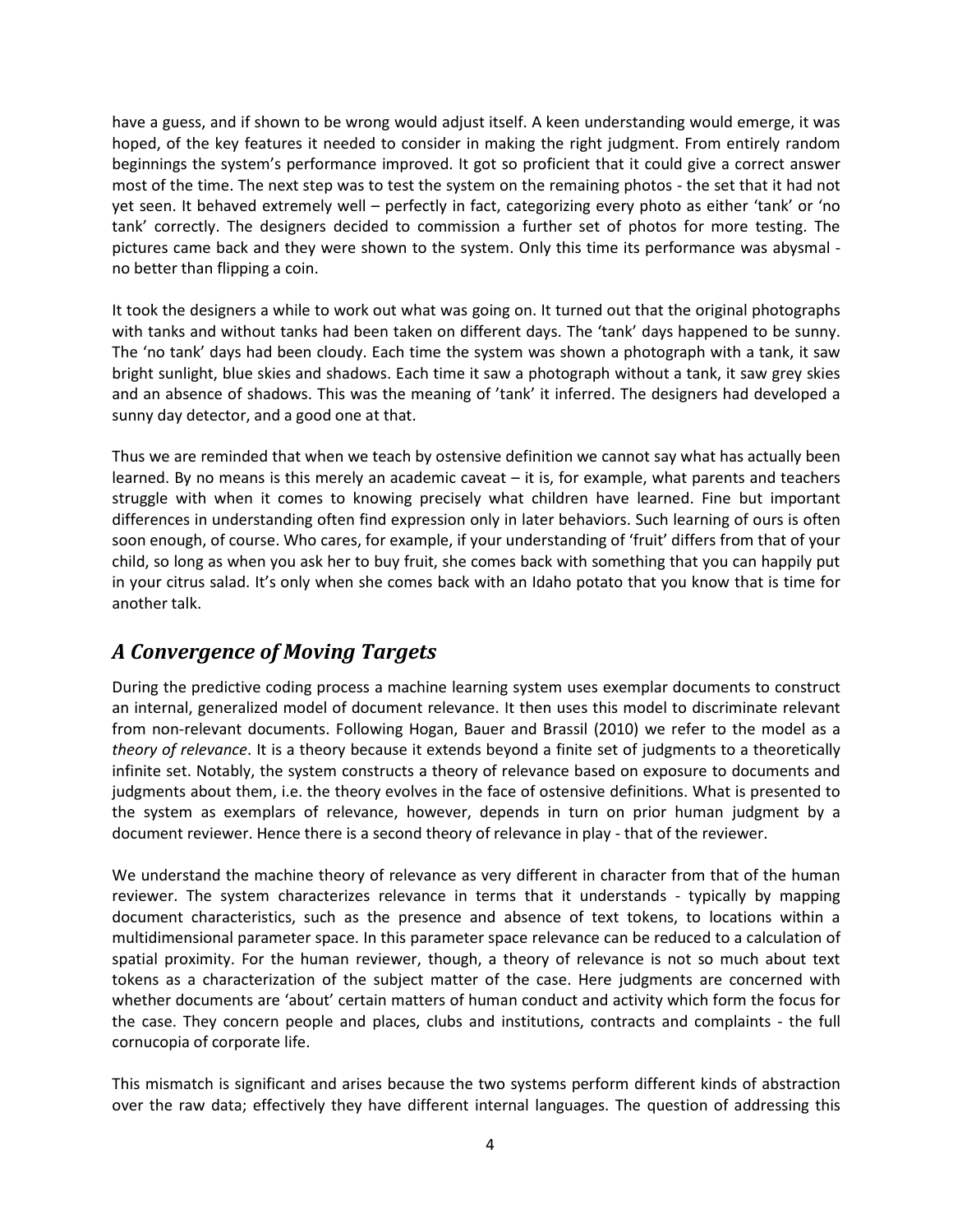have a guess, and if shown to be wrong would adjust itself. A keen understanding would emerge, it was hoped, of the key features it needed to consider in making the right judgment. From entirely random beginnings the system's performance improved. It got so proficient that it could give a correct answer most of the time. The next step was to test the system on the remaining photos - the set that it had not yet seen. It behaved extremely well – perfectly in fact, categorizing every photo as either 'tank' or 'no tank' correctly. The designers decided to commission a further set of photos for more testing. The pictures came back and they were shown to the system. Only this time its performance was abysmal - no better than flipping a coin.

It took the designers a while to work out what was going on. It turned out that the original photographs with tanks and without tanks had been taken on different days. The 'tank' days happened to be sunny. The 'no tank' days had been cloudy. Each time the system was shown a photograph with a tank, it saw bright sunlight, blue skies and shadows. Each time it saw a photograph without a tank, it saw grey skies and an absence of shadows. This was the meaning of 'tank' it inferred. The designers had developed a sunny day detector, and a good one at that.

Thus we are reminded that when we teach by ostensive definition we cannot say what has actually been learned. By no means is this merely an academic caveat – it is, for example, what parents and teachers struggle with when it comes to knowing precisely what children have learned. Fine but important differences in understanding often find expression only in later behaviors. Such learning of ours is often soon enough, of course. Who cares, for example, if your understanding of 'fruit' differs from that of your child, so long as when you ask her to buy fruit, she comes back with something that you can happily put in your citrus salad. It's only when she comes back with an Idaho potato that you know that is time for another talk.

## *A Convergence of Moving Targets*

During the predictive coding process a machine learning system uses exemplar documents to construct an internal, generalized model of document relevance. It then uses this model to discriminate relevant from non-relevant documents. Following Hogan, Bauer and Brassil (2010) we refer to the model as a *theory of relevance*. It is a theory because it extends beyond a finite set of judgments to a theoretically infinite set. Notably, the system constructs a theory of relevance based on exposure to documents and judgments about them, i.e. the theory evolves in the face of ostensive definitions. What is presented to the system as exemplars of relevance, however, depends in turn on prior human judgment by a document reviewer. Hence there is a second theory of relevance in play - that of the reviewer.

We understand the machine theory of relevance as very different in character from that of the human reviewer. The system characterizes relevance in terms that it understands - typically by mapping document characteristics, such as the presence and absence of text tokens, to locations within a multidimensional parameter space. In this parameter space relevance can be reduced to a calculation of spatial proximity. For the human reviewer, though, a theory of relevance is not so much about text tokens as a characterization of the subject matter of the case. Here judgments are concerned with whether documents are 'about' certain matters of human conduct and activity which form the focus for the case. They concern people and places, clubs and institutions, contracts and complaints - the full cornucopia of corporate life.

This mismatch is significant and arises because the two systems perform different kinds of abstraction over the raw data; effectively they have different internal languages. The question of addressing this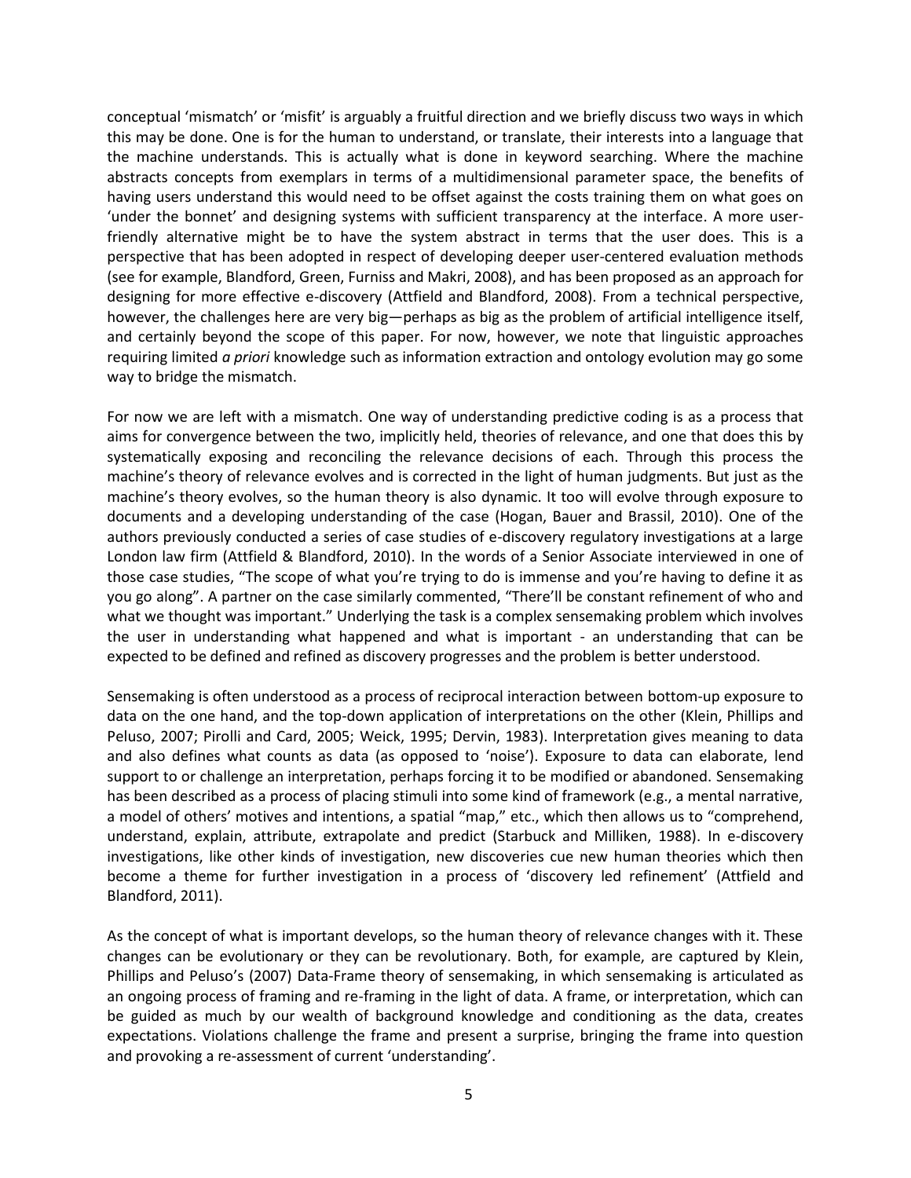conceptual 'mismatch' or 'misfit' is arguably a fruitful direction and we briefly discuss two ways in which this may be done. One is for the human to understand, or translate, their interests into a language that the machine understands. This is actually what is done in keyword searching. Where the machine abstracts concepts from exemplars in terms of a multidimensional parameter space, the benefits of having users understand this would need to be offset against the costs training them on what goes on 'under the bonnet' and designing systems with sufficient transparency at the interface. A more user-friendly alternative might be to have the system abstract in terms that the user does. This is a perspective that has been adopted in respect of developing deeper user-centered evaluation methods (see for example, Blandford, Green, Furniss and Makri, 2008), and has been proposed as an approach for designing for more effective e-discovery (Attfield and Blandford, 2008). From a technical perspective, however, the challenges here are very big—perhaps as big as the problem of artificial intelligence itself, and certainly beyond the scope of this paper. For now, however, we note that linguistic approaches requiring limited *a priori* knowledge such as information extraction and ontology evolution may go some way to bridge the mismatch.

For now we are left with a mismatch. One way of understanding predictive coding is as a process that aims for convergence between the two, implicitly held, theories of relevance, and one that does this by systematically exposing and reconciling the relevance decisions of each. Through this process the machine's theory of relevance evolves and is corrected in the light of human judgments. But just as the machine's theory evolves, so the human theory is also dynamic. It too will evolve through exposure to documents and a developing understanding of the case (Hogan, Bauer and Brassil, 2010). One of the authors previously conducted a series of case studies of e-discovery regulatory investigations at a large London law firm (Attfield & Blandford, 2010). In the words of a Senior Associate interviewed in one of those case studies, "The scope of what you're trying to do is immense and you're having to define it as you go along". A partner on the case similarly commented, "There'll be constant refinement of who and what we thought was important." Underlying the task is a complex sensemaking problem which involves the user in understanding what happened and what is important - an understanding that can be expected to be defined and refined as discovery progresses and the problem is better understood.

Sensemaking is often understood as a process of reciprocal interaction between bottom-up exposure to data on the one hand, and the top-down application of interpretations on the other (Klein, Phillips and Peluso, 2007; Pirolli and Card, 2005; Weick, 1995; Dervin, 1983). Interpretation gives meaning to data and also defines what counts as data (as opposed to 'noise'). Exposure to data can elaborate, lend support to or challenge an interpretation, perhaps forcing it to be modified or abandoned. Sensemaking has been described as a process of placing stimuli into some kind of framework (e.g., a mental narrative, a model of others' motives and intentions, a spatial "map," etc., which then allows us to "comprehend, understand, explain, attribute, extrapolate and predict (Starbuck and Milliken, 1988). In e-discovery investigations, like other kinds of investigation, new discoveries cue new human theories which then become a theme for further investigation in a process of 'discovery led refinement' (Attfield and Blandford, 2011).

As the concept of what is important develops, so the human theory of relevance changes with it. These changes can be evolutionary or they can be revolutionary. Both, for example, are captured by Klein, Phillips and Peluso's (2007) Data-Frame theory of sensemaking, in which sensemaking is articulated as an ongoing process of framing and re-framing in the light of data. A frame, or interpretation, which can be guided as much by our wealth of background knowledge and conditioning as the data, creates expectations. Violations challenge the frame and present a surprise, bringing the frame into question and provoking a re-assessment of current 'understanding'.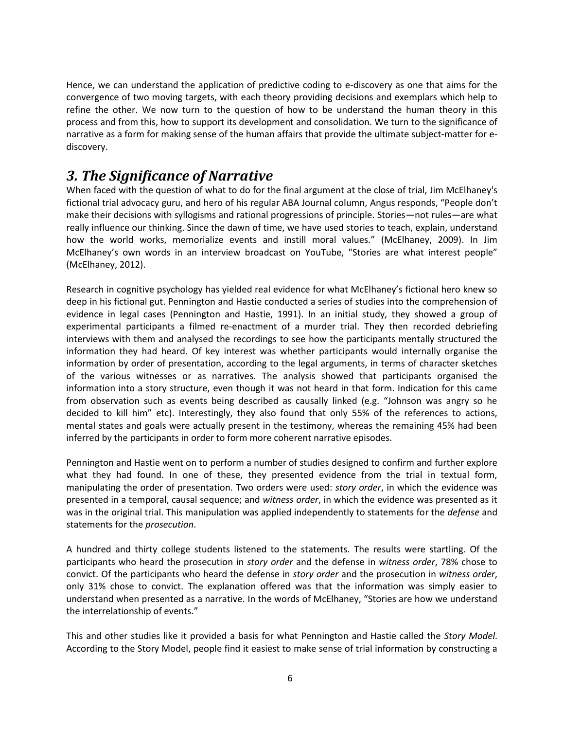Hence, we can understand the application of predictive coding to e-discovery as one that aims for the convergence of two moving targets, with each theory providing decisions and exemplars which help to refine the other. We now turn to the question of how to be understand the human theory in this process and from this, how to support its development and consolidation. We turn to the significance of narrative as a form for making sense of the human affairs that provide the ultimate subject-matter for e-discovery.

## *3. The Significance of Narrative*

When faced with the question of what to do for the final argument at the close of trial, Jim McElhaney's fictional trial advocacy guru, and hero of his regular ABA Journal column, Angus responds, "People don't make their decisions with syllogisms and rational progressions of principle. Stories—not rules—are what really influence our thinking. Since the dawn of time, we have used stories to teach, explain, understand how the world works, memorialize events and instill moral values." (McElhaney, 2009). In Jim McElhaney's own words in an interview broadcast on YouTube, "Stories are what interest people" (McElhaney, 2012).

Research in cognitive psychology has yielded real evidence for what McElhaney's fictional hero knew so deep in his fictional gut. Pennington and Hastie conducted a series of studies into the comprehension of evidence in legal cases (Pennington and Hastie, 1991). In an initial study, they showed a group of experimental participants a filmed re-enactment of a murder trial. They then recorded debriefing interviews with them and analysed the recordings to see how the participants mentally structured the information they had heard. Of key interest was whether participants would internally organise the information by order of presentation, according to the legal arguments, in terms of character sketches of the various witnesses or as narratives. The analysis showed that participants organised the information into a story structure, even though it was not heard in that form. Indication for this came from observation such as events being described as causally linked (e.g. "Johnson was angry so he decided to kill him" etc). Interestingly, they also found that only 55% of the references to actions, mental states and goals were actually present in the testimony, whereas the remaining 45% had been inferred by the participants in order to form more coherent narrative episodes.

Pennington and Hastie went on to perform a number of studies designed to confirm and further explore what they had found. In one of these, they presented evidence from the trial in textual form, manipulating the order of presentation. Two orders were used: *story order*, in which the evidence was presented in a temporal, causal sequence; and *witness order*, in which the evidence was presented as it was in the original trial. This manipulation was applied independently to statements for the *defense* and statements for the *prosecution*.

A hundred and thirty college students listened to the statements. The results were startling. Of the participants who heard the prosecution in *story order* and the defense in *witness order*, 78% chose to convict. Of the participants who heard the defense in *story order* and the prosecution in *witness order*, only 31% chose to convict. The explanation offered was that the information was simply easier to understand when presented as a narrative. In the words of McElhaney, "Stories are how we understand the interrelationship of events."

This and other studies like it provided a basis for what Pennington and Hastie called the *Story Model*. According to the Story Model, people find it easiest to make sense of trial information by constructing a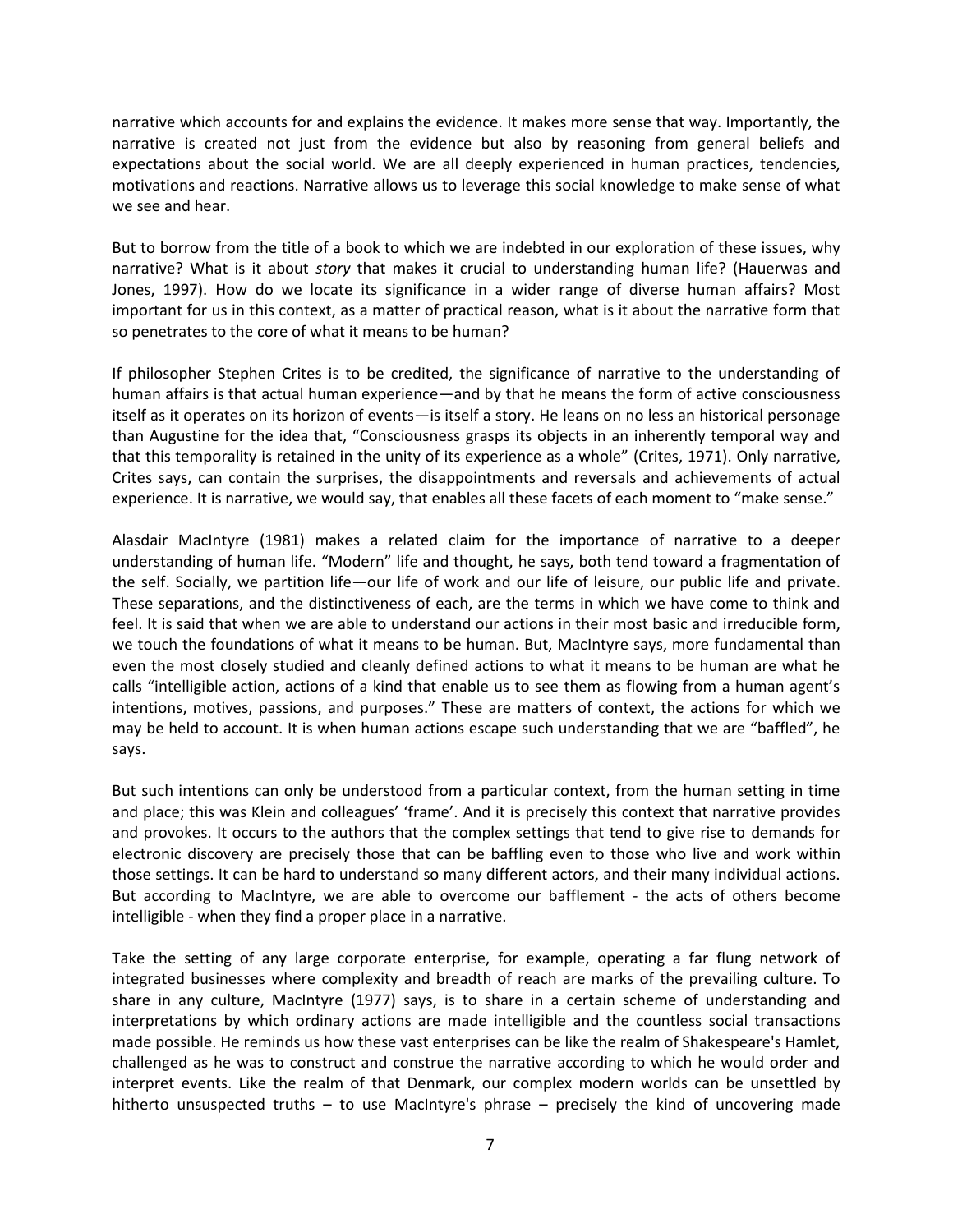narrative which accounts for and explains the evidence. It makes more sense that way. Importantly, the narrative is created not just from the evidence but also by reasoning from general beliefs and expectations about the social world. We are all deeply experienced in human practices, tendencies, motivations and reactions. Narrative allows us to leverage this social knowledge to make sense of what we see and hear.

But to borrow from the title of a book to which we are indebted in our exploration of these issues, why narrative? What is it about *story* that makes it crucial to understanding human life? (Hauerwas and Jones, 1997). How do we locate its significance in a wider range of diverse human affairs? Most important for us in this context, as a matter of practical reason, what is it about the narrative form that so penetrates to the core of what it means to be human?

If philosopher Stephen Crites is to be credited, the significance of narrative to the understanding of human affairs is that actual human experience—and by that he means the form of active consciousness itself as it operates on its horizon of events—is itself a story. He leans on no less an historical personage than Augustine for the idea that, "Consciousness grasps its objects in an inherently temporal way and that this temporality is retained in the unity of its experience as a whole" (Crites, 1971). Only narrative, Crites says, can contain the surprises, the disappointments and reversals and achievements of actual experience. It is narrative, we would say, that enables all these facets of each moment to "make sense."

Alasdair MacIntyre (1981) makes a related claim for the importance of narrative to a deeper understanding of human life. "Modern" life and thought, he says, both tend toward a fragmentation of the self. Socially, we partition life—our life of work and our life of leisure, our public life and private. These separations, and the distinctiveness of each, are the terms in which we have come to think and feel. It is said that when we are able to understand our actions in their most basic and irreducible form, we touch the foundations of what it means to be human. But, MacIntyre says, more fundamental than even the most closely studied and cleanly defined actions to what it means to be human are what he calls "intelligible action, actions of a kind that enable us to see them as flowing from a human agent's intentions, motives, passions, and purposes." These are matters of context, the actions for which we may be held to account. It is when human actions escape such understanding that we are "baffled", he says.

But such intentions can only be understood from a particular context, from the human setting in time and place; this was Klein and colleagues' 'frame'. And it is precisely this context that narrative provides and provokes. It occurs to the authors that the complex settings that tend to give rise to demands for electronic discovery are precisely those that can be baffling even to those who live and work within those settings. It can be hard to understand so many different actors, and their many individual actions. But according to MacIntyre, we are able to overcome our bafflement - the acts of others become intelligible - when they find a proper place in a narrative.

Take the setting of any large corporate enterprise, for example, operating a far flung network of integrated businesses where complexity and breadth of reach are marks of the prevailing culture. To share in any culture, MacIntyre (1977) says, is to share in a certain scheme of understanding and interpretations by which ordinary actions are made intelligible and the countless social transactions made possible. He reminds us how these vast enterprises can be like the realm of Shakespeare's Hamlet, challenged as he was to construct and construe the narrative according to which he would order and interpret events. Like the realm of that Denmark, our complex modern worlds can be unsettled by hitherto unsuspected truths – to use MacIntyre's phrase – precisely the kind of uncovering made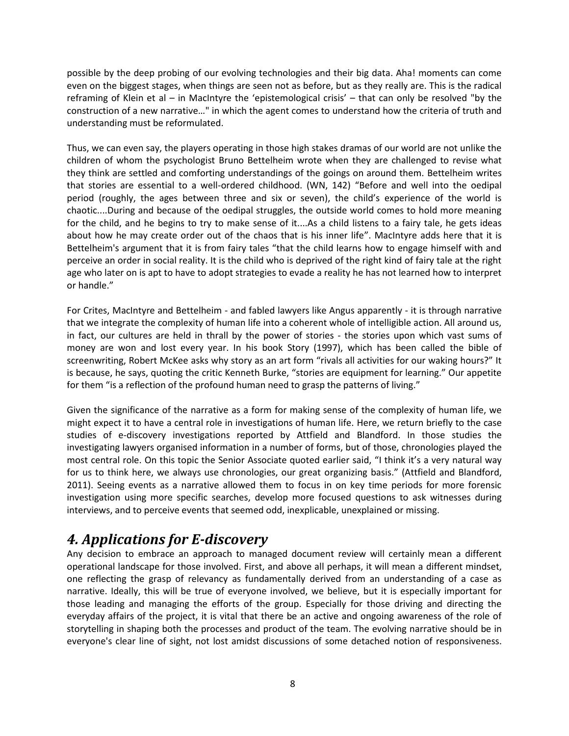possible by the deep probing of our evolving technologies and their big data. Aha! moments can come even on the biggest stages, when things are seen not as before, but as they really are. This is the radical reframing of Klein et al – in MacIntyre the 'epistemological crisis' – that can only be resolved "by the construction of a new narrative…" in which the agent comes to understand how the criteria of truth and understanding must be reformulated.

Thus, we can even say, the players operating in those high stakes dramas of our world are not unlike the children of whom the psychologist Bruno Bettelheim wrote when they are challenged to revise what they think are settled and comforting understandings of the goings on around them. Bettelheim writes that stories are essential to a well-ordered childhood. (WN, 142) "Before and well into the oedipal period (roughly, the ages between three and six or seven), the child's experience of the world is chaotic....During and because of the oedipal struggles, the outside world comes to hold more meaning for the child, and he begins to try to make sense of it....As a child listens to a fairy tale, he gets ideas about how he may create order out of the chaos that is his inner life". MacIntyre adds here that it is Bettelheim's argument that it is from fairy tales "that the child learns how to engage himself with and perceive an order in social reality. It is the child who is deprived of the right kind of fairy tale at the right age who later on is apt to have to adopt strategies to evade a reality he has not learned how to interpret or handle."

For Crites, MacIntyre and Bettelheim - and fabled lawyers like Angus apparently - it is through narrative that we integrate the complexity of human life into a coherent whole of intelligible action. All around us, in fact, our cultures are held in thrall by the power of stories - the stories upon which vast sums of money are won and lost every year. In his book Story (1997), which has been called the bible of screenwriting, Robert McKee asks why story as an art form "rivals all activities for our waking hours?" It is because, he says, quoting the critic Kenneth Burke, "stories are equipment for learning." Our appetite for them "is a reflection of the profound human need to grasp the patterns of living."

Given the significance of the narrative as a form for making sense of the complexity of human life, we might expect it to have a central role in investigations of human life. Here, we return briefly to the case studies of e-discovery investigations reported by Attfield and Blandford. In those studies the investigating lawyers organised information in a number of forms, but of those, chronologies played the most central role. On this topic the Senior Associate quoted earlier said, "I think it's a very natural way for us to think here, we always use chronologies, our great organizing basis." (Attfield and Blandford, 2011). Seeing events as a narrative allowed them to focus in on key time periods for more forensic investigation using more specific searches, develop more focused questions to ask witnesses during interviews, and to perceive events that seemed odd, inexplicable, unexplained or missing.

## *4. Applications for E-discovery*

Any decision to embrace an approach to managed document review will certainly mean a different operational landscape for those involved. First, and above all perhaps, it will mean a different mindset, one reflecting the grasp of relevancy as fundamentally derived from an understanding of a case as narrative. Ideally, this will be true of everyone involved, we believe, but it is especially important for those leading and managing the efforts of the group. Especially for those driving and directing the everyday affairs of the project, it is vital that there be an active and ongoing awareness of the role of storytelling in shaping both the processes and product of the team. The evolving narrative should be in everyone's clear line of sight, not lost amidst discussions of some detached notion of responsiveness.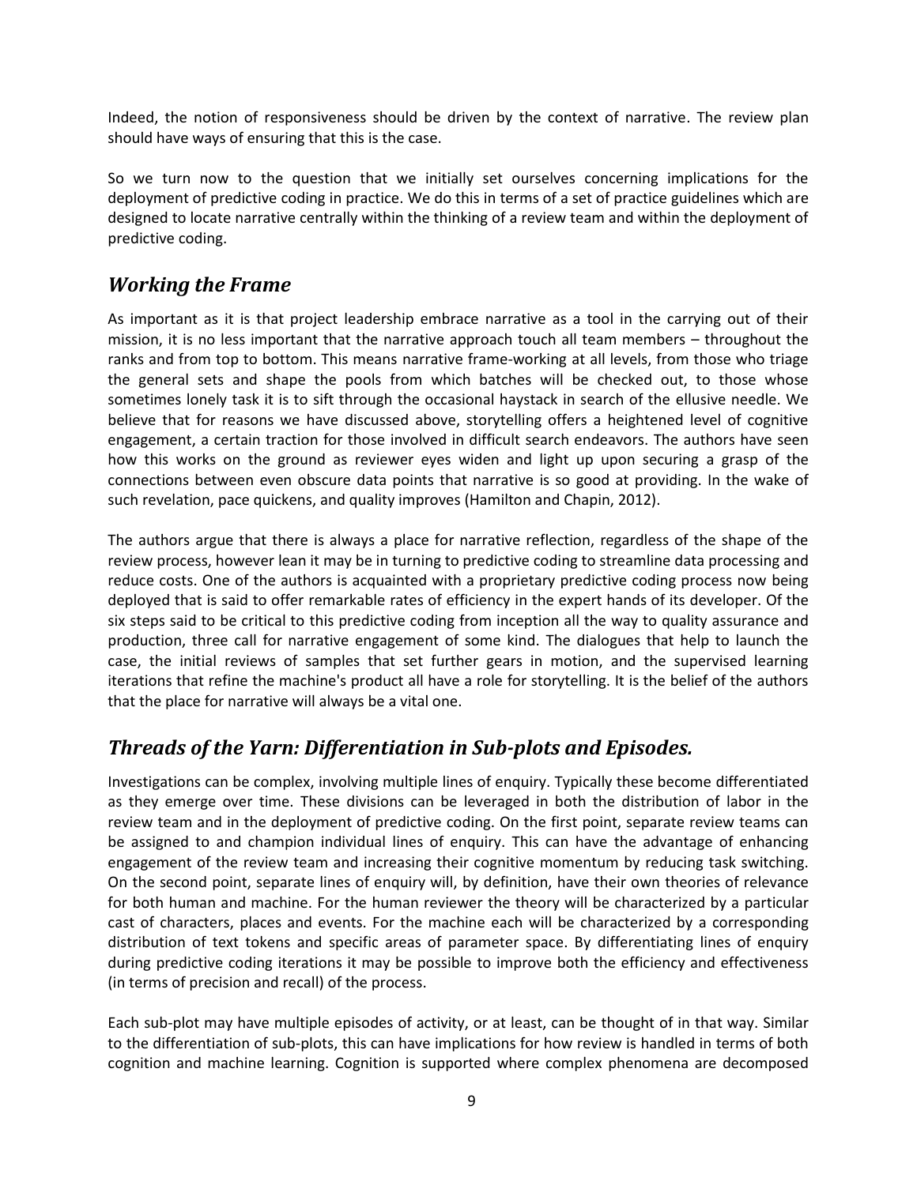Indeed, the notion of responsiveness should be driven by the context of narrative. The review plan should have ways of ensuring that this is the case.

So we turn now to the question that we initially set ourselves concerning implications for the deployment of predictive coding in practice. We do this in terms of a set of practice guidelines which are designed to locate narrative centrally within the thinking of a review team and within the deployment of predictive coding.

## *Working the Frame*

As important as it is that project leadership embrace narrative as a tool in the carrying out of their mission, it is no less important that the narrative approach touch all team members – throughout the ranks and from top to bottom. This means narrative frame-working at all levels, from those who triage the general sets and shape the pools from which batches will be checked out, to those whose sometimes lonely task it is to sift through the occasional haystack in search of the ellusive needle. We believe that for reasons we have discussed above, storytelling offers a heightened level of cognitive engagement, a certain traction for those involved in difficult search endeavors. The authors have seen how this works on the ground as reviewer eyes widen and light up upon securing a grasp of the connections between even obscure data points that narrative is so good at providing. In the wake of such revelation, pace quickens, and quality improves (Hamilton and Chapin, 2012).

The authors argue that there is always a place for narrative reflection, regardless of the shape of the review process, however lean it may be in turning to predictive coding to streamline data processing and reduce costs. One of the authors is acquainted with a proprietary predictive coding process now being deployed that is said to offer remarkable rates of efficiency in the expert hands of its developer. Of the six steps said to be critical to this predictive coding from inception all the way to quality assurance and production, three call for narrative engagement of some kind. The dialogues that help to launch the case, the initial reviews of samples that set further gears in motion, and the supervised learning iterations that refine the machine's product all have a role for storytelling. It is the belief of the authors that the place for narrative will always be a vital one.

## *Threads of the Yarn: Differentiation in Sub-plots and Episodes.*

Investigations can be complex, involving multiple lines of enquiry. Typically these become differentiated as they emerge over time. These divisions can be leveraged in both the distribution of labor in the review team and in the deployment of predictive coding. On the first point, separate review teams can be assigned to and champion individual lines of enquiry. This can have the advantage of enhancing engagement of the review team and increasing their cognitive momentum by reducing task switching. On the second point, separate lines of enquiry will, by definition, have their own theories of relevance for both human and machine. For the human reviewer the theory will be characterized by a particular cast of characters, places and events. For the machine each will be characterized by a corresponding distribution of text tokens and specific areas of parameter space. By differentiating lines of enquiry during predictive coding iterations it may be possible to improve both the efficiency and effectiveness (in terms of precision and recall) of the process.

Each sub-plot may have multiple episodes of activity, or at least, can be thought of in that way. Similar to the differentiation of sub-plots, this can have implications for how review is handled in terms of both cognition and machine learning. Cognition is supported where complex phenomena are decomposed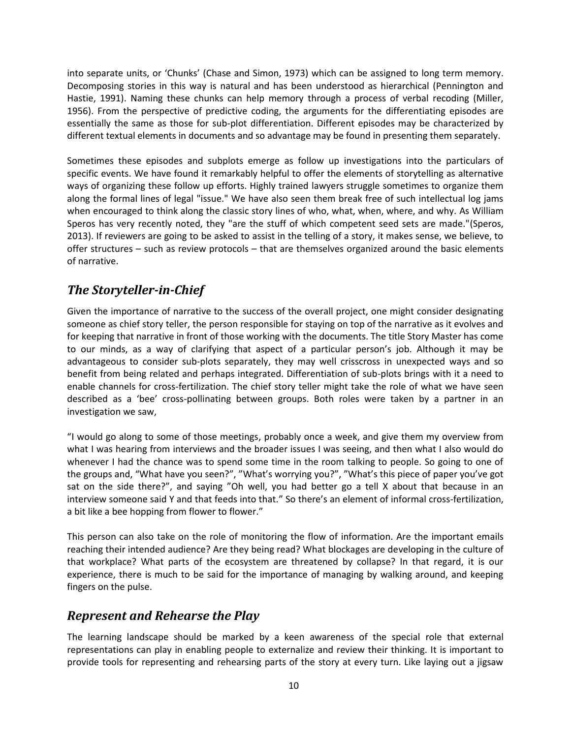into separate units, or 'Chunks' (Chase and Simon, 1973) which can be assigned to long term memory. Decomposing stories in this way is natural and has been understood as hierarchical (Pennington and Hastie, 1991). Naming these chunks can help memory through a process of verbal recoding (Miller, 1956). From the perspective of predictive coding, the arguments for the differentiating episodes are essentially the same as those for sub-plot differentiation. Different episodes may be characterized by different textual elements in documents and so advantage may be found in presenting them separately.

Sometimes these episodes and subplots emerge as follow up investigations into the particulars of specific events. We have found it remarkably helpful to offer the elements of storytelling as alternative ways of organizing these follow up efforts. Highly trained lawyers struggle sometimes to organize them along the formal lines of legal "issue." We have also seen them break free of such intellectual log jams when encouraged to think along the classic story lines of who, what, when, where, and why. As William Speros has very recently noted, they "are the stuff of which competent seed sets are made."(Speros, 2013). If reviewers are going to be asked to assist in the telling of a story, it makes sense, we believe, to offer structures – such as review protocols – that are themselves organized around the basic elements of narrative.

## *The Storyteller-in-Chief*

Given the importance of narrative to the success of the overall project, one might consider designating someone as chief story teller, the person responsible for staying on top of the narrative as it evolves and for keeping that narrative in front of those working with the documents. The title Story Master has come to our minds, as a way of clarifying that aspect of a particular person's job. Although it may be advantageous to consider sub-plots separately, they may well crisscross in unexpected ways and so benefit from being related and perhaps integrated. Differentiation of sub-plots brings with it a need to enable channels for cross-fertilization. The chief story teller might take the role of what we have seen described as a 'bee' cross-pollinating between groups. Both roles were taken by a partner in an investigation we saw,

"I would go along to some of those meetings, probably once a week, and give them my overview from what I was hearing from interviews and the broader issues I was seeing, and then what I also would do whenever I had the chance was to spend some time in the room talking to people. So going to one of the groups and, "What have you seen?", "What's worrying you?", "What's this piece of paper you've got sat on the side there?", and saying "Oh well, you had better go a tell X about that because in an interview someone said Y and that feeds into that." So there's an element of informal cross-fertilization, a bit like a bee hopping from flower to flower."

This person can also take on the role of monitoring the flow of information. Are the important emails reaching their intended audience? Are they being read? What blockages are developing in the culture of that workplace? What parts of the ecosystem are threatened by collapse? In that regard, it is our experience, there is much to be said for the importance of managing by walking around, and keeping fingers on the pulse.

## *Represent and Rehearse the Play*

The learning landscape should be marked by a keen awareness of the special role that external representations can play in enabling people to externalize and review their thinking. It is important to provide tools for representing and rehearsing parts of the story at every turn. Like laying out a jigsaw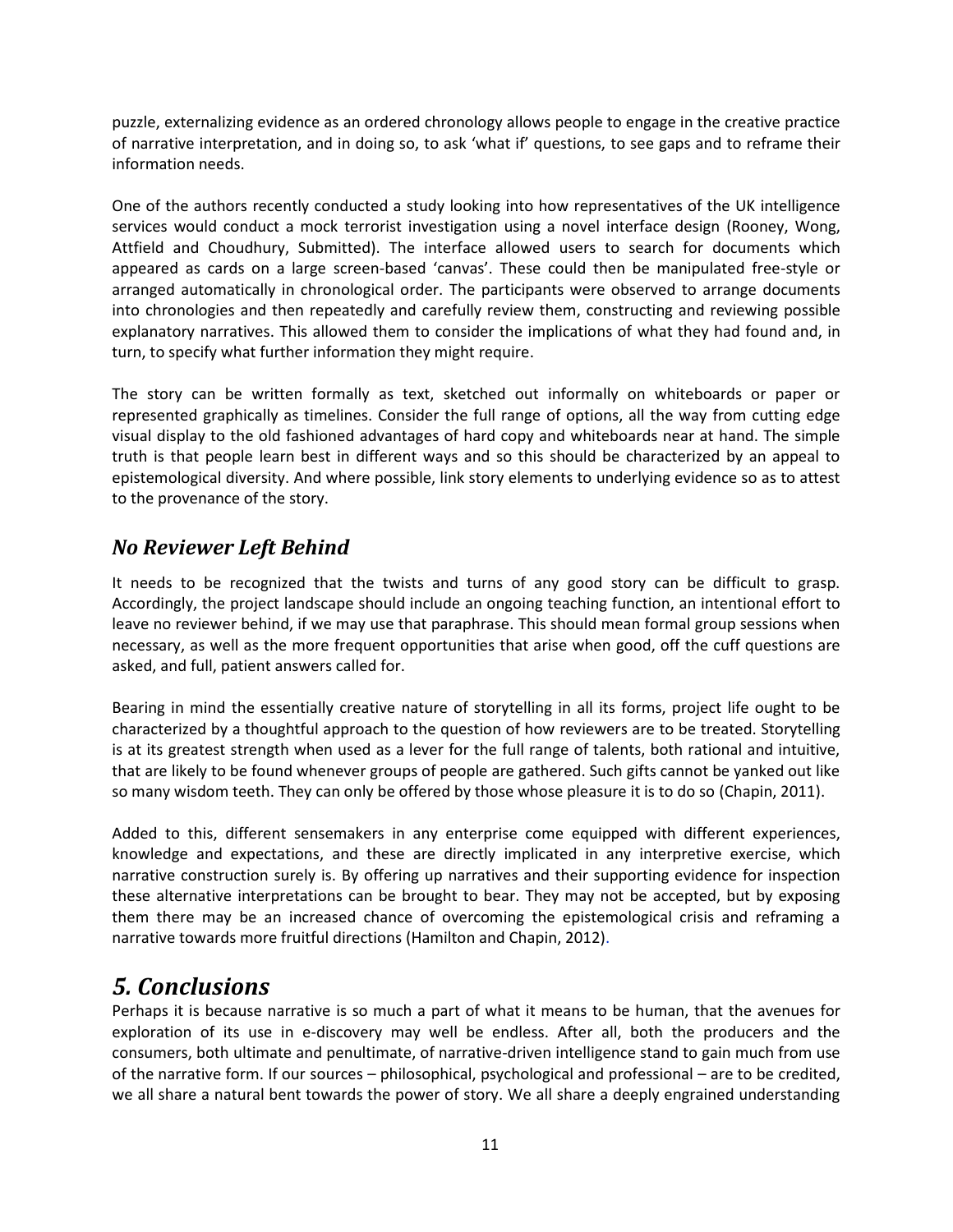puzzle, externalizing evidence as an ordered chronology allows people to engage in the creative practice of narrative interpretation, and in doing so, to ask 'what if' questions, to see gaps and to reframe their information needs.

One of the authors recently conducted a study looking into how representatives of the UK intelligence services would conduct a mock terrorist investigation using a novel interface design (Rooney, Wong, Attfield and Choudhury, Submitted). The interface allowed users to search for documents which appeared as cards on a large screen-based 'canvas'. These could then be manipulated free-style or arranged automatically in chronological order. The participants were observed to arrange documents into chronologies and then repeatedly and carefully review them, constructing and reviewing possible explanatory narratives. This allowed them to consider the implications of what they had found and, in turn, to specify what further information they might require.

The story can be written formally as text, sketched out informally on whiteboards or paper or represented graphically as timelines. Consider the full range of options, all the way from cutting edge visual display to the old fashioned advantages of hard copy and whiteboards near at hand. The simple truth is that people learn best in different ways and so this should be characterized by an appeal to epistemological diversity. And where possible, link story elements to underlying evidence so as to attest to the provenance of the story.

## *No Reviewer Left Behind*

It needs to be recognized that the twists and turns of any good story can be difficult to grasp. Accordingly, the project landscape should include an ongoing teaching function, an intentional effort to leave no reviewer behind, if we may use that paraphrase. This should mean formal group sessions when necessary, as well as the more frequent opportunities that arise when good, off the cuff questions are asked, and full, patient answers called for.

Bearing in mind the essentially creative nature of storytelling in all its forms, project life ought to be characterized by a thoughtful approach to the question of how reviewers are to be treated. Storytelling is at its greatest strength when used as a lever for the full range of talents, both rational and intuitive, that are likely to be found whenever groups of people are gathered. Such gifts cannot be yanked out like so many wisdom teeth. They can only be offered by those whose pleasure it is to do so (Chapin, 2011).

Added to this, different sensemakers in any enterprise come equipped with different experiences, knowledge and expectations, and these are directly implicated in any interpretive exercise, which narrative construction surely is. By offering up narratives and their supporting evidence for inspection these alternative interpretations can be brought to bear. They may not be accepted, but by exposing them there may be an increased chance of overcoming the epistemological crisis and reframing a narrative towards more fruitful directions (Hamilton and Chapin, 2012).

# *5. Conclusions*

Perhaps it is because narrative is so much a part of what it means to be human, that the avenues for exploration of its use in e-discovery may well be endless. After all, both the producers and the consumers, both ultimate and penultimate, of narrative-driven intelligence stand to gain much from use of the narrative form. If our sources – philosophical, psychological and professional – are to be credited, we all share a natural bent towards the power of story. We all share a deeply engrained understanding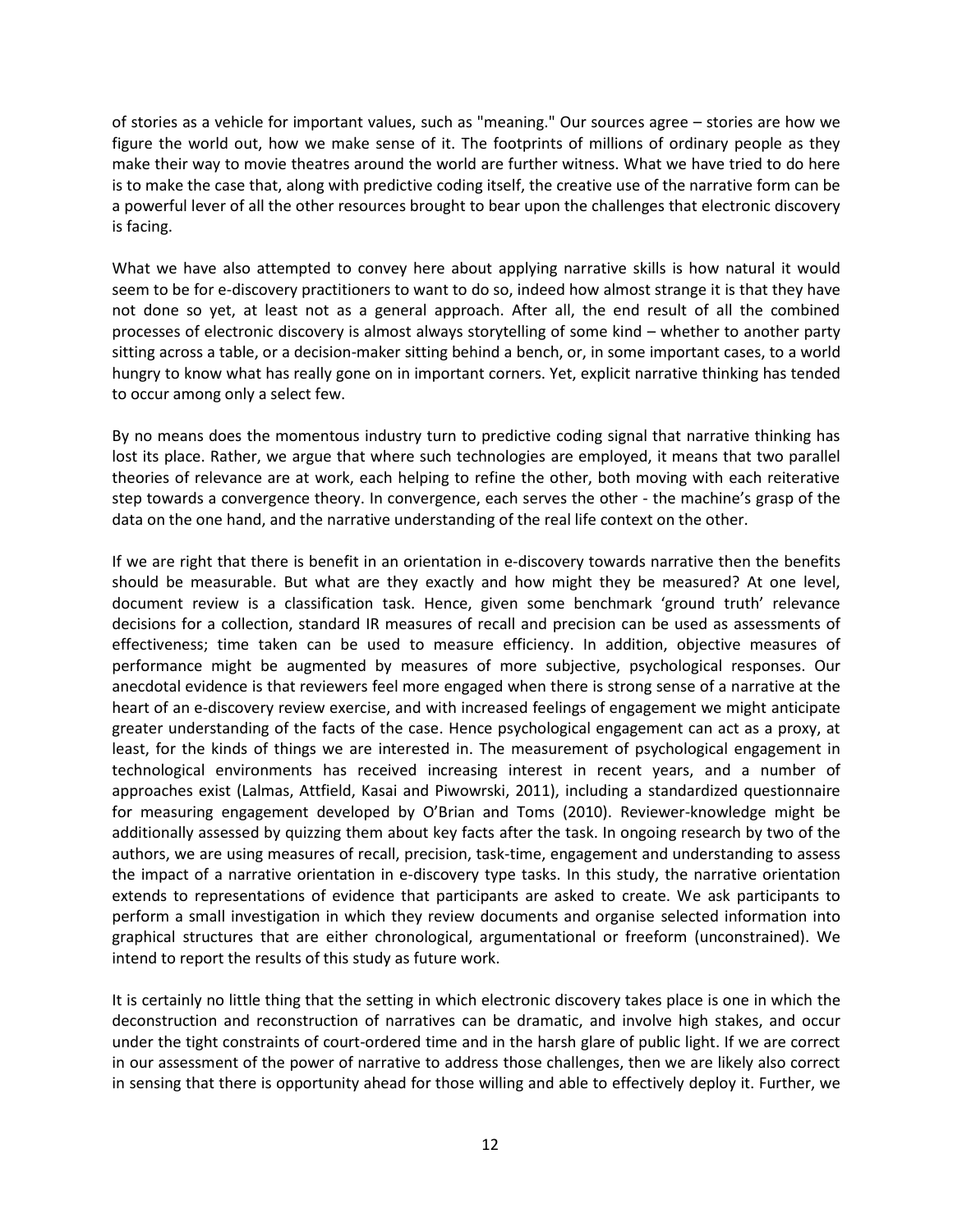of stories as a vehicle for important values, such as "meaning." Our sources agree – stories are how we figure the world out, how we make sense of it. The footprints of millions of ordinary people as they make their way to movie theatres around the world are further witness. What we have tried to do here is to make the case that, along with predictive coding itself, the creative use of the narrative form can be a powerful lever of all the other resources brought to bear upon the challenges that electronic discovery is facing.

What we have also attempted to convey here about applying narrative skills is how natural it would seem to be for e-discovery practitioners to want to do so, indeed how almost strange it is that they have not done so yet, at least not as a general approach. After all, the end result of all the combined processes of electronic discovery is almost always storytelling of some kind – whether to another party sitting across a table, or a decision-maker sitting behind a bench, or, in some important cases, to a world hungry to know what has really gone on in important corners. Yet, explicit narrative thinking has tended to occur among only a select few.

By no means does the momentous industry turn to predictive coding signal that narrative thinking has lost its place. Rather, we argue that where such technologies are employed, it means that two parallel theories of relevance are at work, each helping to refine the other, both moving with each reiterative step towards a convergence theory. In convergence, each serves the other - the machine's grasp of the data on the one hand, and the narrative understanding of the real life context on the other.

If we are right that there is benefit in an orientation in e-discovery towards narrative then the benefits should be measurable. But what are they exactly and how might they be measured? At one level, document review is a classification task. Hence, given some benchmark 'ground truth' relevance decisions for a collection, standard IR measures of recall and precision can be used as assessments of effectiveness; time taken can be used to measure efficiency. In addition, objective measures of performance might be augmented by measures of more subjective, psychological responses. Our anecdotal evidence is that reviewers feel more engaged when there is strong sense of a narrative at the heart of an e-discovery review exercise, and with increased feelings of engagement we might anticipate greater understanding of the facts of the case. Hence psychological engagement can act as a proxy, at least, for the kinds of things we are interested in. The measurement of psychological engagement in technological environments has received increasing interest in recent years, and a number of approaches exist (Lalmas, Attfield, Kasai and Piwowrski, 2011), including a standardized questionnaire for measuring engagement developed by O'Brian and Toms (2010). Reviewer-knowledge might be additionally assessed by quizzing them about key facts after the task. In ongoing research by two of the authors, we are using measures of recall, precision, task-time, engagement and understanding to assess the impact of a narrative orientation in e-discovery type tasks. In this study, the narrative orientation extends to representations of evidence that participants are asked to create. We ask participants to perform a small investigation in which they review documents and organise selected information into graphical structures that are either chronological, argumentational or freeform (unconstrained). We intend to report the results of this study as future work.

It is certainly no little thing that the setting in which electronic discovery takes place is one in which the deconstruction and reconstruction of narratives can be dramatic, and involve high stakes, and occur under the tight constraints of court-ordered time and in the harsh glare of public light. If we are correct in our assessment of the power of narrative to address those challenges, then we are likely also correct in sensing that there is opportunity ahead for those willing and able to effectively deploy it. Further, we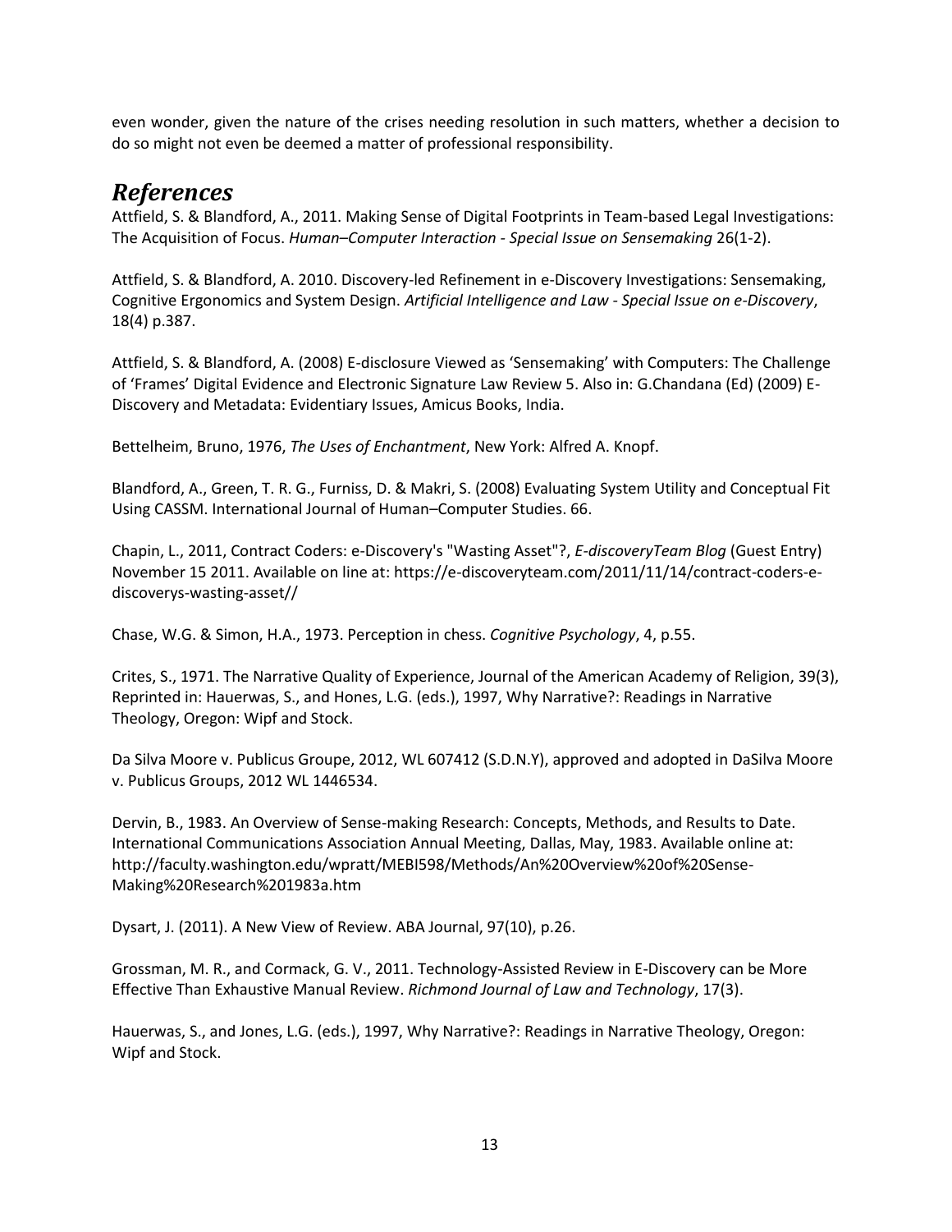even wonder, given the nature of the crises needing resolution in such matters, whether a decision to do so might not even be deemed a matter of professional responsibility.

## *References*

Attfield, S. & Blandford, A., 2011. Making Sense of Digital Footprints in Team-based Legal Investigations: The Acquisition of Focus. *Human–Computer Interaction - Special Issue on Sensemaking* 26(1-2).

Attfield, S. & Blandford, A. 2010. Discovery-led Refinement in e-Discovery Investigations: Sensemaking, Cognitive Ergonomics and System Design. *Artificial Intelligence and Law - Special Issue on e-Discovery*, 18(4) p.387.

Attfield, S. & Blandford, A. (2008) E-disclosure Viewed as 'Sensemaking' with Computers: The Challenge of 'Frames' Digital Evidence and Electronic Signature Law Review 5. Also in: G.Chandana (Ed) (2009) E-Discovery and Metadata: Evidentiary Issues, Amicus Books, India.

Bettelheim, Bruno, 1976, *The Uses of Enchantment*, New York: Alfred A. Knopf.

Blandford, A., Green, T. R. G., Furniss, D. & Makri, S. (2008) Evaluating System Utility and Conceptual Fit Using CASSM. International Journal of Human–Computer Studies. 66.

Chapin, L., 2011, Contract Coders: e-Discovery's "Wasting Asset"?, *E-discoveryTeam Blog* (Guest Entry) November 15 2011. Available on line at: https://e-discoveryteam.com/2011/11/14/contract-coders-e-discoverys-wasting-asset//

Chase, W.G. & Simon, H.A., 1973. Perception in chess. *Cognitive Psychology*, 4, p.55.

Crites, S., 1971. The Narrative Quality of Experience, Journal of the American Academy of Religion, 39(3), Reprinted in: Hauerwas, S., and Hones, L.G. (eds.), 1997, Why Narrative?: Readings in Narrative Theology, Oregon: Wipf and Stock.

Da Silva Moore v. Publicus Groupe, 2012, WL 607412 (S.D.N.Y), approved and adopted in DaSilva Moore v. Publicus Groups, 2012 WL 1446534.

Dervin, B., 1983. An Overview of Sense-making Research: Concepts, Methods, and Results to Date. International Communications Association Annual Meeting, Dallas, May, 1983. Available online at: http://faculty.washington.edu/wpratt/MEBI598/Methods/An%20Overview%20of%20Sense-Making%20Research%201983a.htm

Dysart, J. (2011). A New View of Review. ABA Journal, 97(10), p.26.

Grossman, M. R., and Cormack, G. V., 2011. Technology-Assisted Review in E-Discovery can be More Effective Than Exhaustive Manual Review. *Richmond Journal of Law and Technology*, 17(3).

Hauerwas, S., and Jones, L.G. (eds.), 1997, Why Narrative?: Readings in Narrative Theology, Oregon: Wipf and Stock.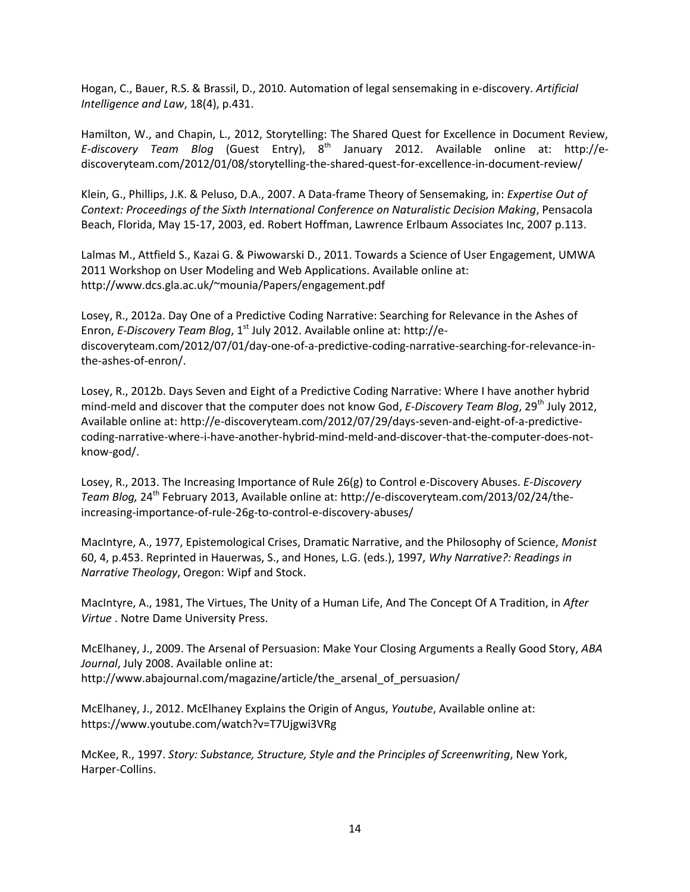Hogan, C., Bauer, R.S. & Brassil, D., 2010. Automation of legal sensemaking in e-discovery. *Artificial Intelligence and Law*, 18(4), p.431.

Hamilton, W., and Chapin, L., 2012, Storytelling: The Shared Quest for Excellence in Document Review, *E-discovery Team Blog* (Guest Entry), 8th January 2012. Available online at: http://e-discoveryteam.com/2012/01/08/storytelling-the-shared-quest-for-excellence-in-document-review/

Klein, G., Phillips, J.K. & Peluso, D.A., 2007. A Data-frame Theory of Sensemaking, in: *Expertise Out of Context: Proceedings of the Sixth International Conference on Naturalistic Decision Making*, Pensacola Beach, Florida, May 15-17, 2003, ed. Robert Hoffman, Lawrence Erlbaum Associates Inc, 2007 p.113.

Lalmas M., Attfield S., Kazai G. & Piwowarski D., 2011. Towards a Science of User Engagement, UMWA 2011 Workshop on User Modeling and Web Applications. Available online at: http://www.dcs.gla.ac.uk/~mounia/Papers/engagement.pdf

Losey, R., 2012a. Day One of a Predictive Coding Narrative: Searching for Relevance in the Ashes of Enron, *E-Discovery Team Blog*, 1st July 2012. Available online at: http://e-discoveryteam.com/2012/07/01/day-one-of-a-predictive-coding-narrative-searching-for-relevance-in-the-ashes-of-enron/.

Losey, R., 2012b. Days Seven and Eight of a Predictive Coding Narrative: Where I have another hybrid mind-meld and discover that the computer does not know God, *E-Discovery Team Blog*, 29th July 2012, Available online at: http://e-discoveryteam.com/2012/07/29/days-seven-and-eight-of-a-predictive-coding-narrative-where-i-have-another-hybrid-mind-meld-and-discover-that-the-computer-does-not-know-god/.

Losey, R., 2013. The Increasing Importance of Rule 26(g) to Control e-Discovery Abuses. *E-Discovery Team Blog,* 24th February 2013, Available online at: http://e-discoveryteam.com/2013/02/24/the-increasing-importance-of-rule-26g-to-control-e-discovery-abuses/

MacIntyre, A., 1977, Epistemological Crises, Dramatic Narrative, and the Philosophy of Science, *Monist* 60, 4, p.453. Reprinted in Hauerwas, S., and Hones, L.G. (eds.), 1997, *Why Narrative?: Readings in Narrative Theology*, Oregon: Wipf and Stock.

MacIntyre, A., 1981, The Virtues, The Unity of a Human Life, And The Concept Of A Tradition, in *After Virtue* . Notre Dame University Press.

McElhaney, J., 2009. The Arsenal of Persuasion: Make Your Closing Arguments a Really Good Story, *ABA Journal*, July 2008. Available online at: http://www.abajournal.com/magazine/article/the_arsenal_of_persuasion/

McElhaney, J., 2012. McElhaney Explains the Origin of Angus, *Youtube*, Available online at: https://www.youtube.com/watch?v=T7Ujgwi3VRg

McKee, R., 1997. *Story: Substance, Structure, Style and the Principles of Screenwriting*, New York, Harper-Collins.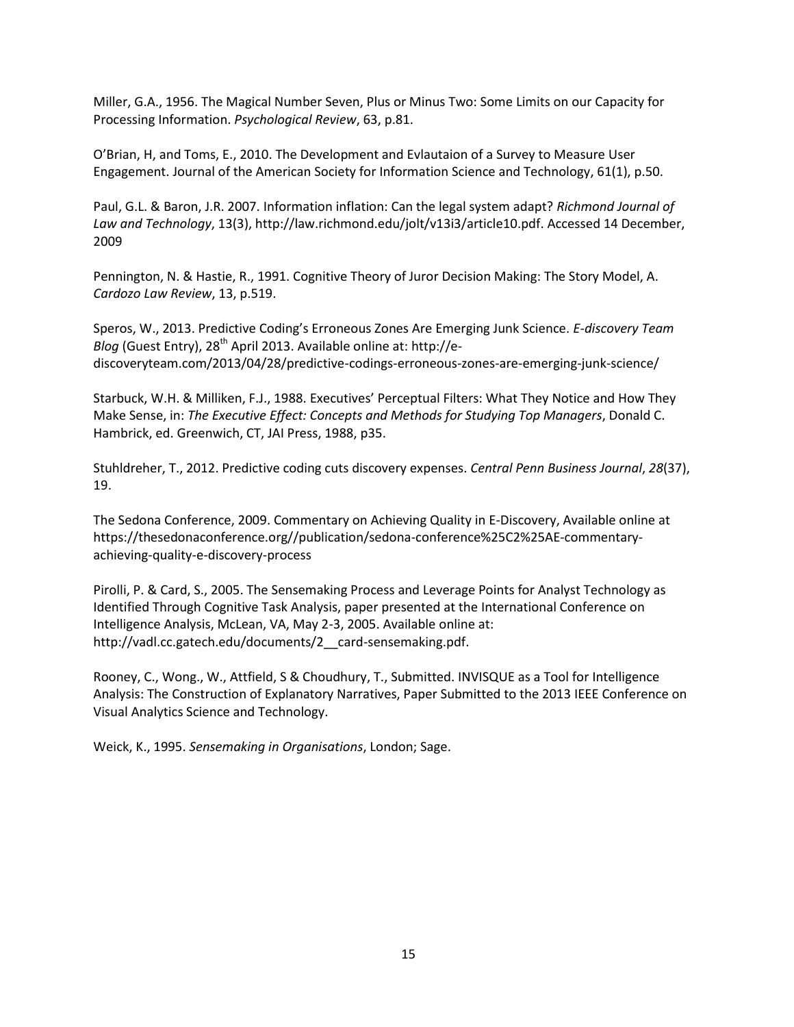Miller, G.A., 1956. The Magical Number Seven, Plus or Minus Two: Some Limits on our Capacity for Processing Information. *Psychological Review*, 63, p.81.

O'Brian, H, and Toms, E., 2010. The Development and Evlautaion of a Survey to Measure User Engagement. Journal of the American Society for Information Science and Technology, 61(1), p.50.

Paul, G.L. & Baron, J.R. 2007. Information inflation: Can the legal system adapt? *Richmond Journal of Law and Technology*, 13(3), http://law.richmond.edu/jolt/v13i3/article10.pdf. Accessed 14 December, 2009

Pennington, N. & Hastie, R., 1991. Cognitive Theory of Juror Decision Making: The Story Model, A. *Cardozo Law Review*, 13, p.519.

Speros, W., 2013. Predictive Coding's Erroneous Zones Are Emerging Junk Science. *E-discovery Team Blog* (Guest Entry), 28th April 2013. Available online at: http://e-discoveryteam.com/2013/04/28/predictive-codings-erroneous-zones-are-emerging-junk-science/

Starbuck, W.H. & Milliken, F.J., 1988. Executives' Perceptual Filters: What They Notice and How They Make Sense, in: *The Executive Effect: Concepts and Methods for Studying Top Managers*, Donald C. Hambrick, ed. Greenwich, CT, JAI Press, 1988, p35.

Stuhldreher, T., 2012. Predictive coding cuts discovery expenses. *Central Penn Business Journal*, *28*(37), 19.

The Sedona Conference, 2009. Commentary on Achieving Quality in E-Discovery, Available online at https://thesedonaconference.org//publication/sedona-conference%25C2%25AE-commentary-achieving-quality-e-discovery-process

Pirolli, P. & Card, S., 2005. The Sensemaking Process and Leverage Points for Analyst Technology as Identified Through Cognitive Task Analysis, paper presented at the International Conference on Intelligence Analysis, McLean, VA, May 2-3, 2005. Available online at: http://vadl.cc.gatech.edu/documents/2__card-sensemaking.pdf.

Rooney, C., Wong., W., Attfield, S & Choudhury, T., Submitted. INVISQUE as a Tool for Intelligence Analysis: The Construction of Explanatory Narratives, Paper Submitted to the 2013 IEEE Conference on Visual Analytics Science and Technology.

Weick, K., 1995. *Sensemaking in Organisations*, London; Sage.